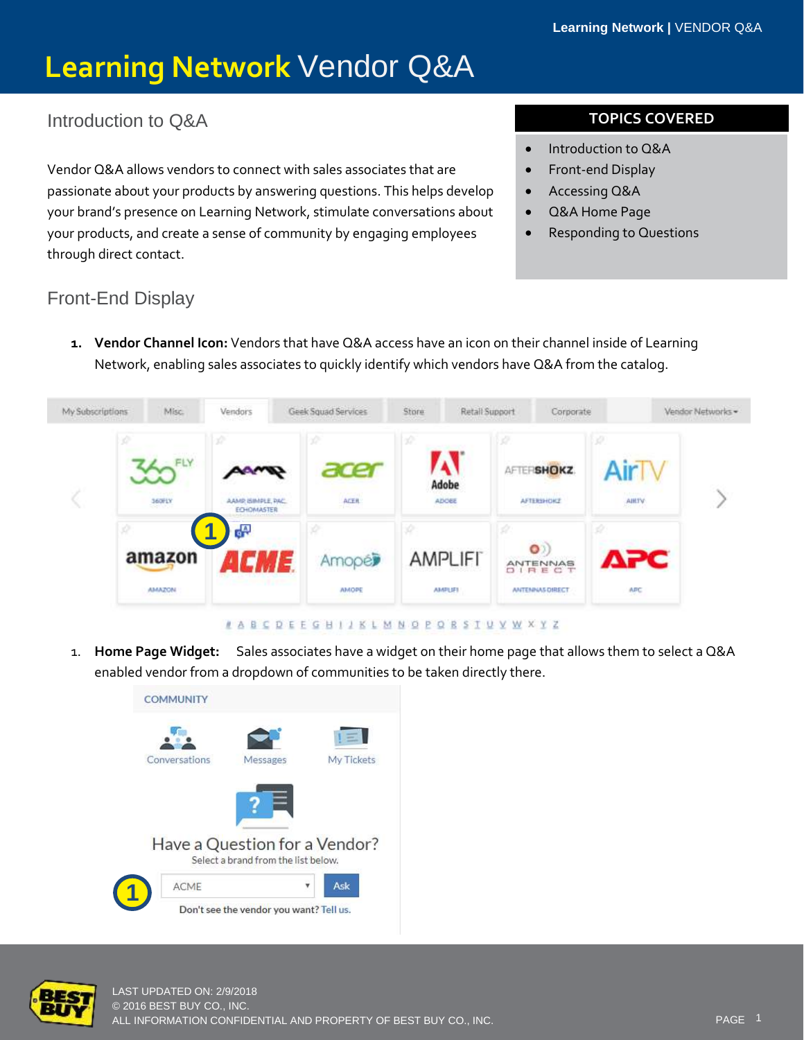# **Learning Network** Vendor Q&A

## Introduction to Q&A

Vendor Q&A allows vendors to connect with sales associates that are passionate about your products by answering questions. This helps develop your brand's presence on Learning Network, stimulate conversations about your products, and create a sense of community by engaging employees through direct contact.

**TOPICS COVERED**

- Introduction to Q&A
- Front-end Display
- Accessing Q&A
- Q&A Home Page
- Responding to Questions

## Front-End Display

1. **Vendor Channel Icon:** Vendors that have Q&A access have an icon on their channel inside of Learning Network, enabling sales associates to quickly identify which vendors have Q&A from the catalog.

1. **Home Page Widget:** Sales associates have a widget on their home page that allows them to select a Q&A enabled vendor from a dropdown of communities to be taken directly there.

LAST UPDATED ON: 2/9/2018
© 2016 BEST BUY CO., INC.
ALL INFORMATION CONFIDENTIAL AND PROPERTY OF BEST BUY CO., INC.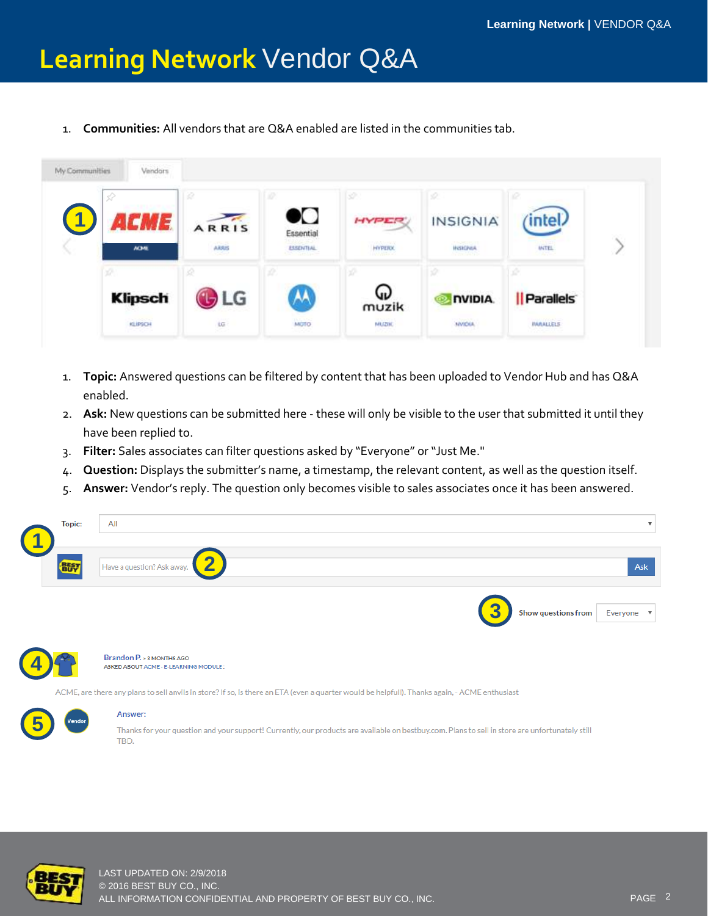# Learning Network Vendor Q&A

1. **Communities:** All vendors that are Q&A enabled are listed in the communities tab.

1. **Topic:** Answered questions can be filtered by content that has been uploaded to Vendor Hub and has Q&A enabled.
2. **Ask:** New questions can be submitted here - these will only be visible to the user that submitted it until they have been replied to.
3. **Filter:** Sales associates can filter questions asked by "Everyone" or "Just Me."
4. **Question:** Displays the submitter's name, a timestamp, the relevant content, as well as the question itself.
5. **Answer:** Vendor's reply. The question only becomes visible to sales associates once it has been answered.

LAST UPDATED ON: 2/9/2018
© 2016 BEST BUY CO., INC.
ALL INFORMATION CONFIDENTIAL AND PROPERTY OF BEST BUY CO., INC.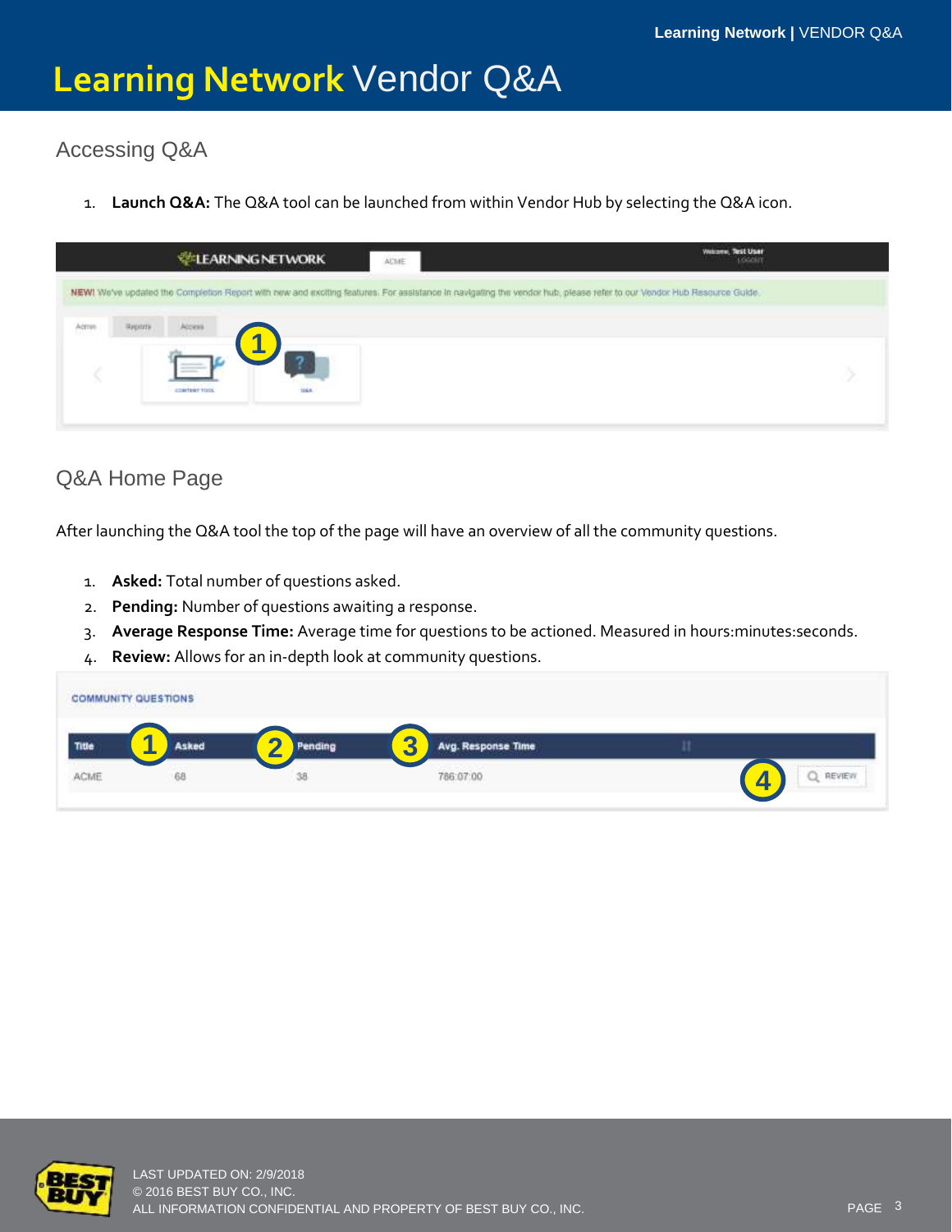# Learning Network Vendor Q&A

## Accessing Q&A

1. **Launch Q&A:** The Q&A tool can be launched from within Vendor Hub by selecting the Q&A icon.

## Q&A Home Page

After launching the Q&A tool the top of the page will have an overview of all the community questions.

1. **Asked:** Total number of questions asked.
2. **Pending:** Number of questions awaiting a response.
3. **Average Response Time:** Average time for questions to be actioned. Measured in hours:minutes:seconds.
4. **Review:** Allows for an in-depth look at community questions.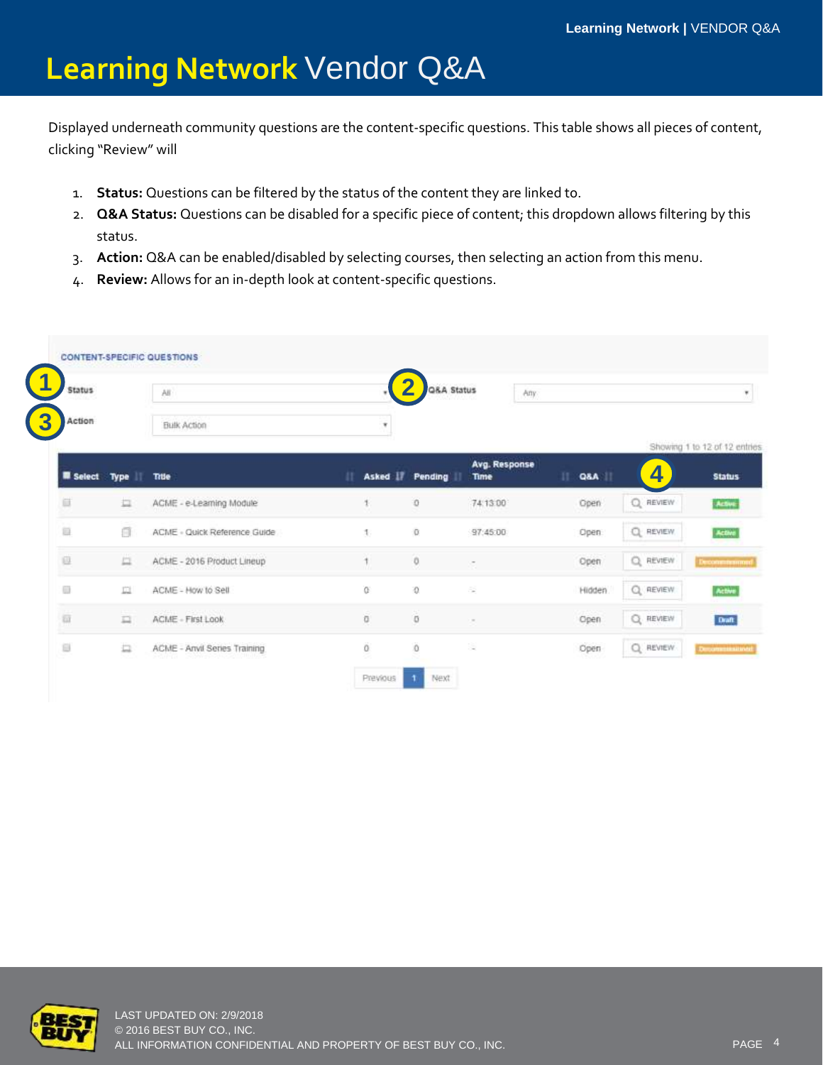# Learning Network Vendor Q&A

Displayed underneath community questions are the content-specific questions. This table shows all pieces of content, clicking "Review" will

1. **Status:** Questions can be filtered by the status of the content they are linked to.
2. **Q&A Status:** Questions can be disabled for a specific piece of content; this dropdown allows filtering by this status.
3. **Action:** Q&A can be enabled/disabled by selecting courses, then selecting an action from this menu.
4. **Review:** Allows for an in-depth look at content-specific questions.

CONTENT-SPECIFIC QUESTIONS

Status: All — Q&A Status: Any

Action: Bulk Action

Showing 1 to 12 of 12 entries

| Select | Type | Title | Asked | Pending | Avg. Response Time | Q&A | | Status |
|---|---|---|---|---|---|---|---|---|
| | | ACME - e-Learning Module | 1 | 0 | 74:13:00 | Open | REVIEW | Active |
| | | ACME - Quick Reference Guide | 1 | 0 | 97:45:00 | Open | REVIEW | Active |
| | | ACME - 2016 Product Lineup | 1 | 0 | - | Open | REVIEW | Decommissioned |
| | | ACME - How to Sell | 0 | 0 | - | Hidden | REVIEW | Active |
| | | ACME - First Look | 0 | 0 | - | Open | REVIEW | Draft |
| | | ACME - Anvil Series Training | 0 | 0 | - | Open | REVIEW | Decommissioned |

Previous 1 Next

LAST UPDATED ON: 2/9/2018
© 2016 BEST BUY CO., INC.
ALL INFORMATION CONFIDENTIAL AND PROPERTY OF BEST BUY CO., INC.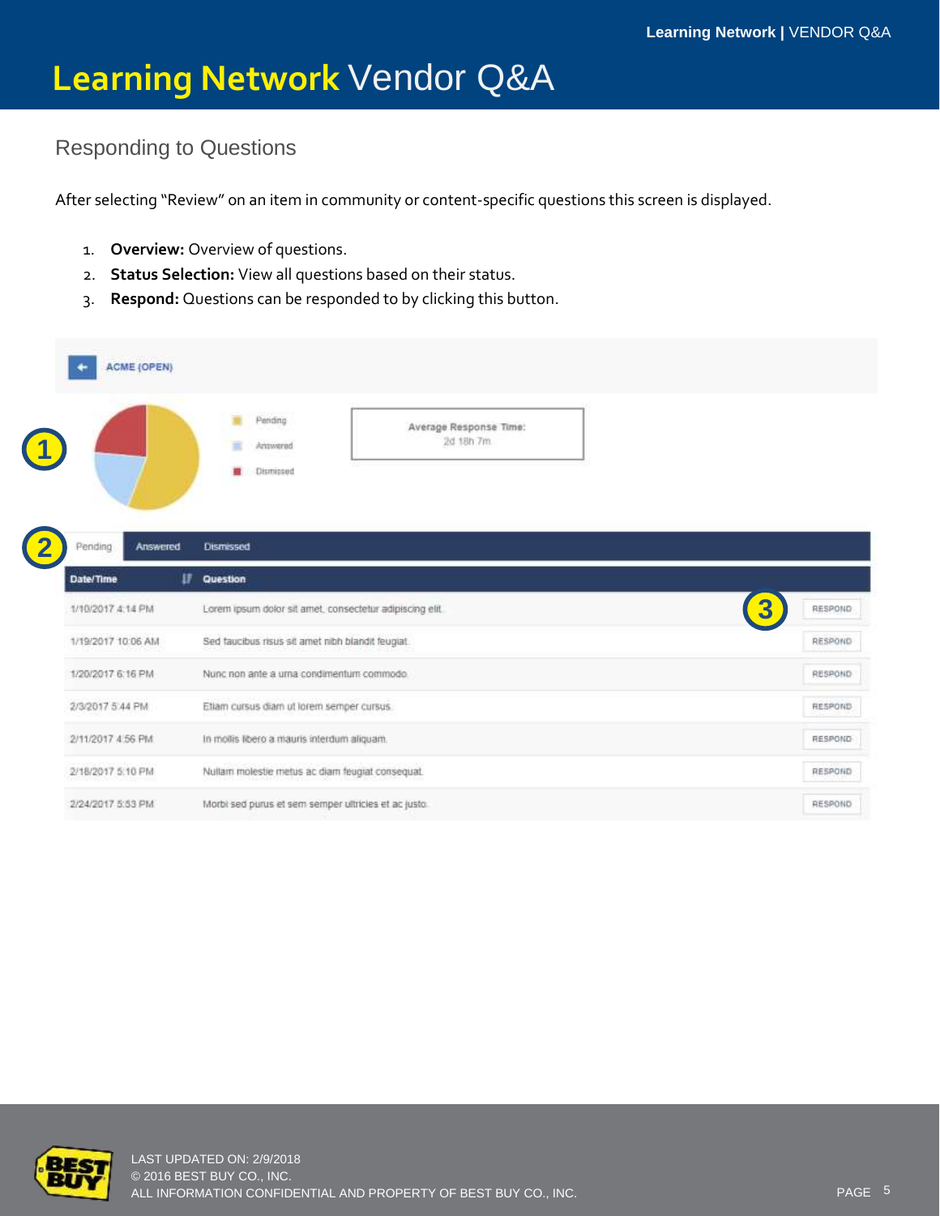# Learning Network Vendor Q&A

## Responding to Questions

After selecting "Review" on an item in community or content-specific questions this screen is displayed.

1. **Overview:** Overview of questions.
2. **Status Selection:** View all questions based on their status.
3. **Respond:** Questions can be responded to by clicking this button.

ACME (OPEN)

- Pending
- Answered
- Dismissed

Average Response Time: 2d 18h 7m

Pending | Answered | Dismissed

| Date/Time | Question | |
|---|---|---|
| 1/10/2017 4:14 PM | Lorem ipsum dolor sit amet, consectetur adipiscing elit. | RESPOND |
| 1/19/2017 10:06 AM | Sed faucibus risus sit amet nibh blandit feugiat. | RESPOND |
| 1/20/2017 6:16 PM | Nunc non ante a urna condimentum commodo. | RESPOND |
| 2/3/2017 5:44 PM | Etiam cursus diam ut lorem semper cursus. | RESPOND |
| 2/11/2017 4:56 PM | In mollis libero a mauris interdum aliquam. | RESPOND |
| 2/18/2017 5:10 PM | Nullam molestie metus ac diam feugiat consequat. | RESPOND |
| 2/24/2017 5:53 PM | Morbi sed purus et sem semper ultricies et ac justo. | RESPOND |

LAST UPDATED ON: 2/9/2018
© 2016 BEST BUY CO., INC.
ALL INFORMATION CONFIDENTIAL AND PROPERTY OF BEST BUY CO., INC.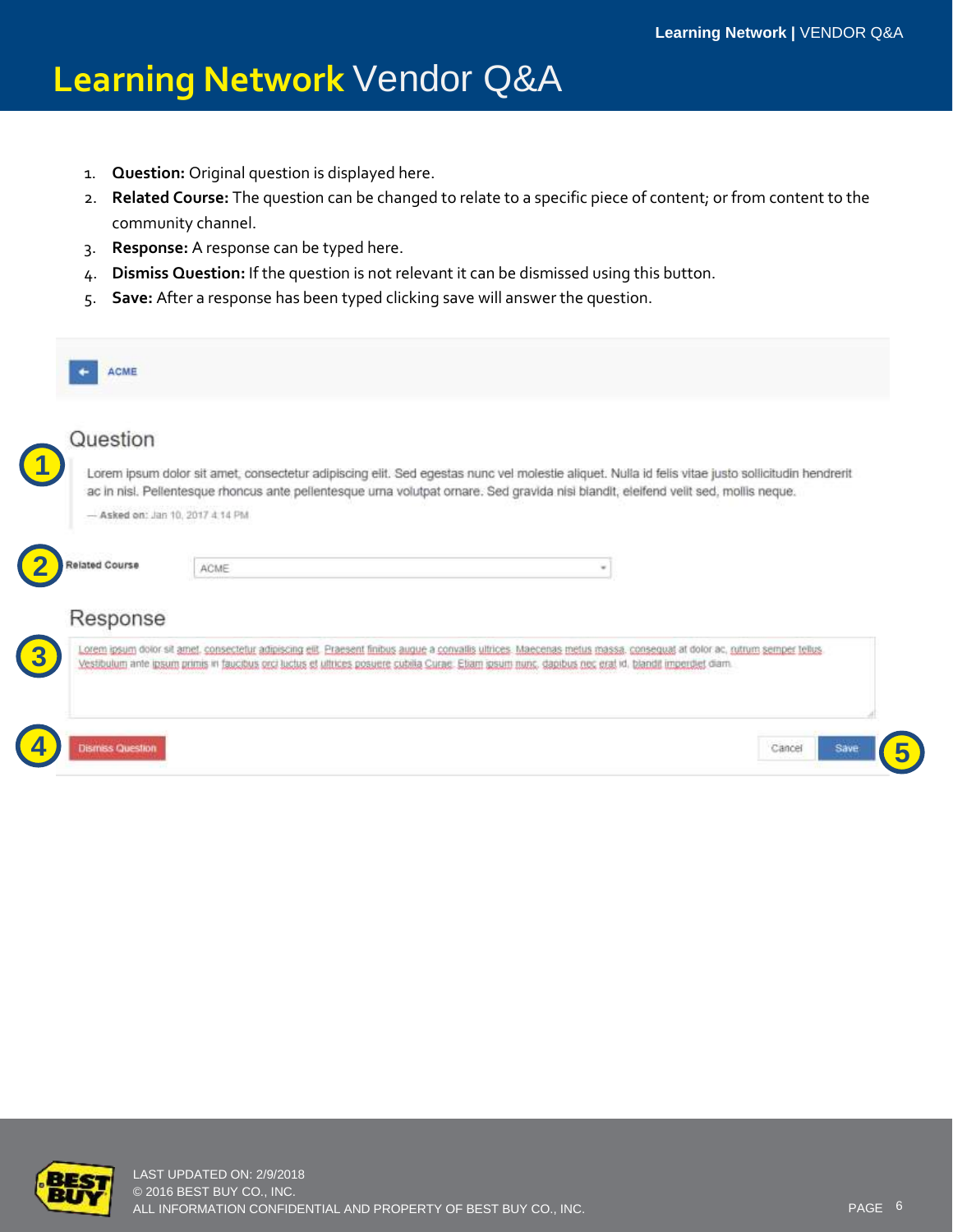1. **Question:** Original question is displayed here.
2. **Related Course:** The question can be changed to relate to a specific piece of content; or from content to the community channel.
3. **Response:** A response can be typed here.
4. **Dismiss Question:** If the question is not relevant it can be dismissed using this button.
5. **Save:** After a response has been typed clicking save will answer the question.

ACME

Question

1

Lorem ipsum dolor sit amet, consectetur adipiscing elit. Sed egestas nunc vel molestie aliquet. Nulla id felis vitae justo sollicitudin hendrerit ac in nisl. Pellentesque rhoncus ante pellentesque urna volutpat ornare. Sed gravida nisi blandit, eleifend velit sed, mollis neque.

— Asked on: Jan 10, 2017 4:14 PM

2

Related Course ACME

Response

3

Lorem ipsum dolor sit amet, consectetur adipiscing elit. Praesent finibus augue a convallis ultrices. Maecenas metus massa, consequat at dolor ac, rutrum semper tellus. Vestibulum ante ipsum primis in faucibus orci luctus et ultrices posuere cubilia Curae; Etiam ipsum nunc, dapibus nec erat id, blandit imperdiet diam.

4

Dismiss Question

Cancel Save

5

LAST UPDATED ON: 2/9/2018
© 2016 BEST BUY CO., INC.
ALL INFORMATION CONFIDENTIAL AND PROPERTY OF BEST BUY CO., INC.